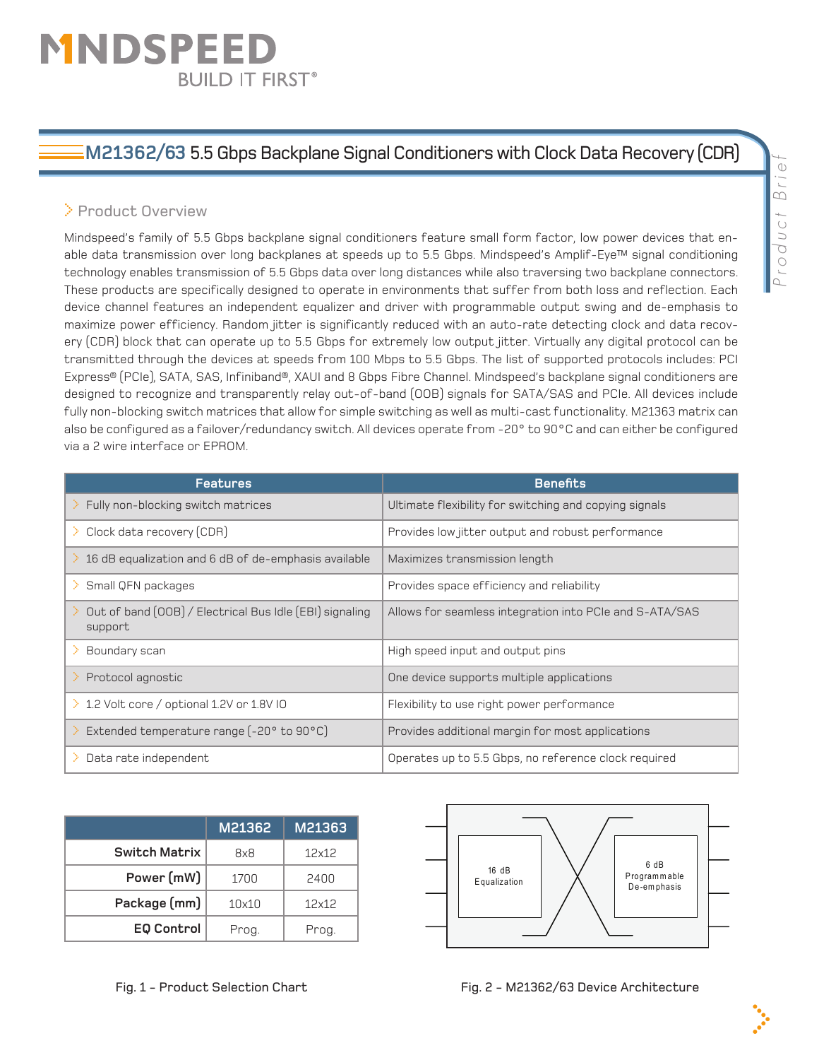# M21362/63 5.5 Gbps Backplane Signal Conditioners with Clock Data Recovery (CDR)

## Product Overview

Mindspeed's family of 5.5 Gbps backplane signal conditioners feature small form factor, low power devices that enable data transmission over long backplanes at speeds up to 5.5 Gbps. Mindspeed's Amplif-Eye™ signal conditioning technology enables transmission of 5.5 Gbps data over long distances while also traversing two backplane connectors. These products are specifically designed to operate in environments that suffer from both loss and reflection. Each device channel features an independent equalizer and driver with programmable output swing and de-emphasis to maximize power efficiency. Random jitter is significantly reduced with an auto-rate detecting clock and data recovery (CDR) block that can operate up to 5.5 Gbps for extremely low output jitter. Virtually any digital protocol can be transmitted through the devices at speeds from 100 Mbps to 5.5 Gbps. The list of supported protocols includes: PCI Express® (PCIe), SATA, SAS, Infiniband®, XAUI and 8 Gbps Fibre Channel. Mindspeed's backplane signal conditioners are designed to recognize and transparently relay out-of-band (OOB) signals for SATA/SAS and PCIe. All devices include fully non-blocking switch matrices that allow for simple switching as well as multi-cast functionality. M21363 matrix can also be configured as a failover/redundancy switch. All devices operate from -20° to 90°C and can either be configured via a 2 wire interface or EPROM.

| Features | Benefits |
|---|---|
| Fully non-blocking switch matrices | Ultimate flexibility for switching and copying signals |
| Clock data recovery (CDR) | Provides low jitter output and robust performance |
| 16 dB equalization and 6 dB of de-emphasis available | Maximizes transmission length |
| Small QFN packages | Provides space efficiency and reliability |
| Out of band (OOB) / Electrical Bus Idle (EBI) signaling support | Allows for seamless integration into PCIe and S-ATA/SAS |
| Boundary scan | High speed input and output pins |
| Protocol agnostic | One device supports multiple applications |
| 1.2 Volt core / optional 1.2V or 1.8V IO | Flexibility to use right power performance |
| Extended temperature range (-20° to 90°C) | Provides additional margin for most applications |
| Data rate independent | Operates up to 5.5 Gbps, no reference clock required |

| | M21362 | M21363 |
|---|---|---|
| **Switch Matrix** | 8x8 | 12x12 |
| **Power (mW)** | 1700 | 2400 |
| **Package (mm)** | 10x10 | 12x12 |
| **EQ Control** | Prog. | Prog. |

Fig. 1 - Product Selection Chart

16 dB Equalization

6 dB Programmable De-emphasis

Fig. 2 - M21362/63 Device Architecture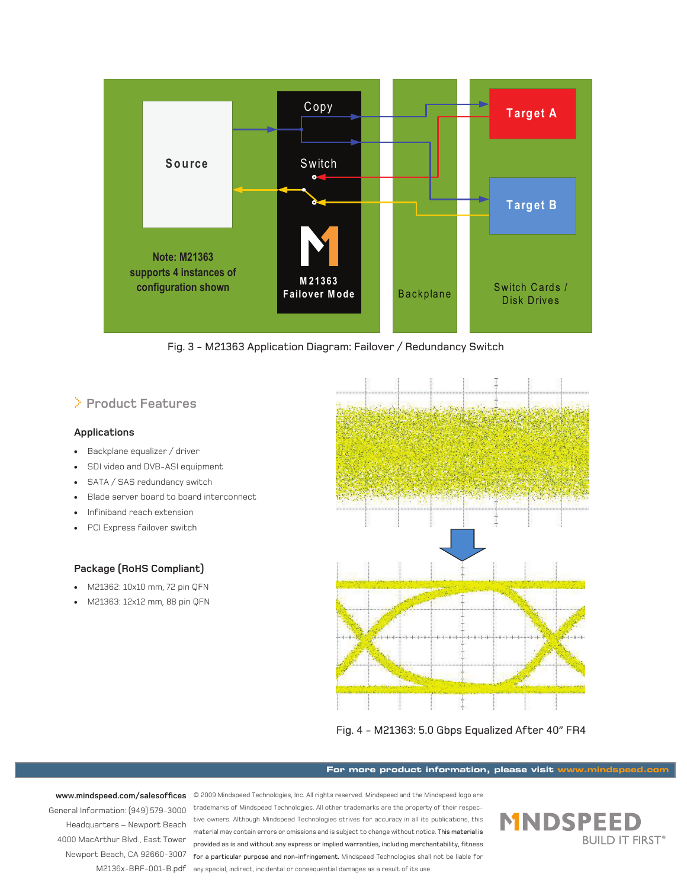Copy

Switch

Source

Target A

Target B

Note: M21363 supports 4 instances of configuration shown

M21363 Failover Mode

Backplane

Switch Cards / Disk Drives

Fig. 3 – M21363 Application Diagram: Failover / Redundancy Switch

## Product Features

### Applications

- Backplane equalizer / driver
- SDI video and DVB-ASI equipment
- SATA / SAS redundancy switch
- Blade server board to board interconnect
- Infiniband reach extension
- PCI Express failover switch

### Package (RoHS Compliant)

- M21362: 10x10 mm, 72 pin QFN
- M21363: 12x12 mm, 88 pin QFN

Fig. 4 – M21363: 5.0 Gbps Equalized After 40" FR4

**For more product information, please visit www.mindspeed.com**

**www.mindspeed.com/salesoffices**
General Information: (949) 579-3000
Headquarters – Newport Beach
4000 MacArthur Blvd., East Tower
Newport Beach, CA 92660-3007
M2136x-BRF-001-B.pdf

© 2009 Mindspeed Technologies, Inc. All rights reserved. Mindspeed and the Mindspeed logo are trademarks of Mindspeed Technologies. All other trademarks are the property of their respective owners. Although Mindspeed Technologies strives for accuracy in all its publications, this material may contain errors or omissions and is subject to change without notice. This material is provided as is and without any express or implied warranties, including merchantability, fitness for a particular purpose and non-infringement. Mindspeed Technologies shall not be liable for any special, indirect, incidental or consequential damages as a result of its use.

MINDSPEED
BUILD IT FIRST®